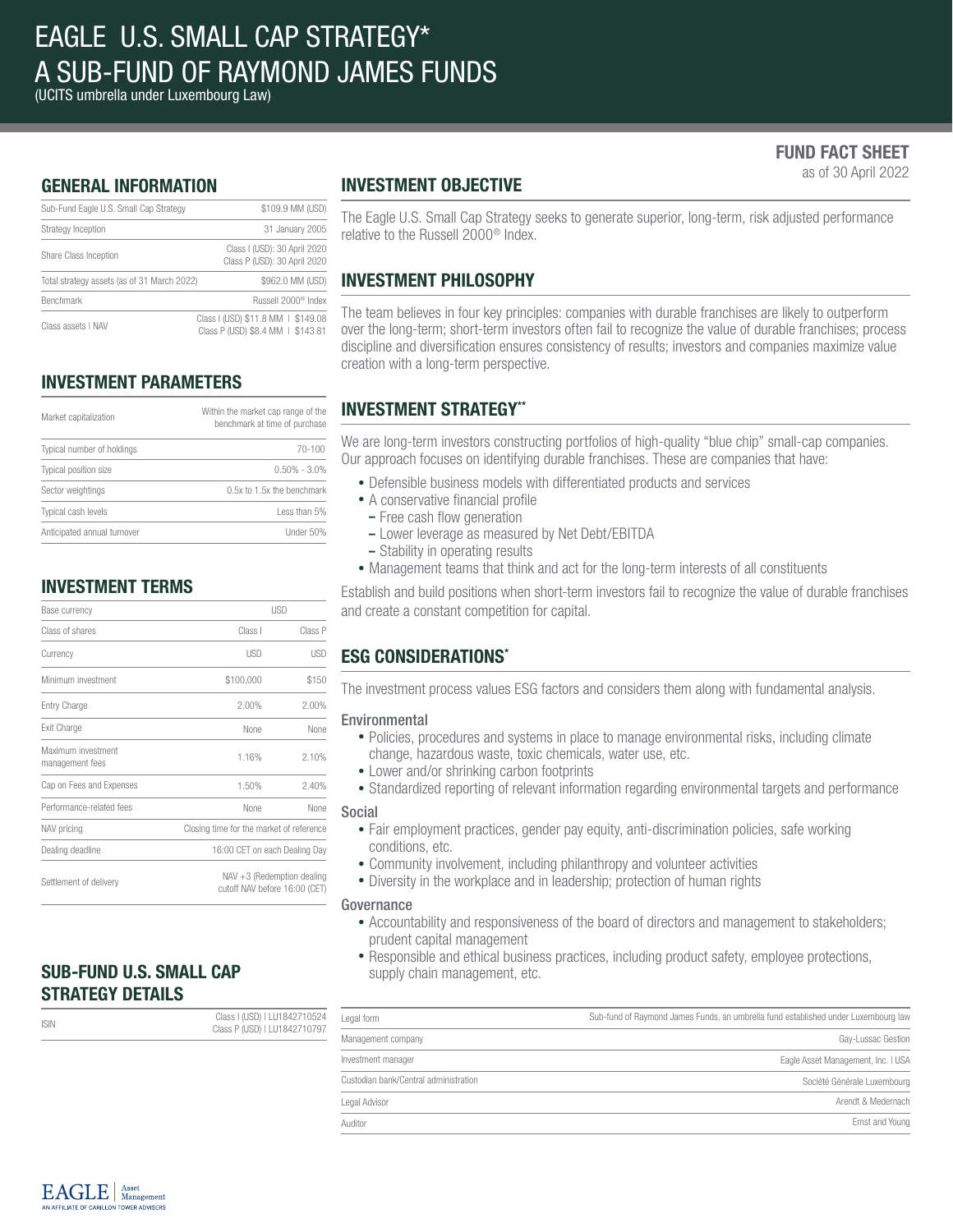# EAGLE U.S. SMALL CAP STRATEGY*
# A SUB-FUND OF RAYMOND JAMES FUNDS

(UCITS umbrella under Luxembourg Law)

**FUND FACT SHEET**
as of 30 April 2022

## GENERAL INFORMATION

| | |
|---|---|
| Sub-Fund Eagle U.S. Small Cap Strategy | $109.9 MM (USD) |
| Strategy Inception | 31 January 2005 |
| Share Class Inception | Class I (USD): 30 April 2020<br>Class P (USD): 30 April 2020 |
| Total strategy assets (as of 31 March 2022) | $962.0 MM (USD) |
| Benchmark | Russell 2000® Index |
| Class assets \| NAV | Class I (USD) $11.8 MM \| $149.08<br>Class P (USD) $8.4 MM \| $143.81 |

## INVESTMENT PARAMETERS

| | |
|---|---|
| Market capitalization | Within the market cap range of the benchmark at time of purchase |
| Typical number of holdings | 70-100 |
| Typical position size | 0.50% - 3.0% |
| Sector weightings | 0.5x to 1.5x the benchmark |
| Typical cash levels | Less than 5% |
| Anticipated annual turnover | Under 50% |

## INVESTMENT TERMS

| | | |
|---|---|---|
| Base currency | USD | |
| Class of shares | Class I | Class P |
| Currency | USD | USD |
| Minimum investment | $100,000 | $150 |
| Entry Charge | 2.00% | 2.00% |
| Exit Charge | None | None |
| Maximum investment management fees | 1.16% | 2.10% |
| Cap on Fees and Expenses | 1.50% | 2.40% |
| Performance-related fees | None | None |
| NAV pricing | Closing time for the market of reference | |
| Dealing deadline | 16:00 CET on each Dealing Day | |
| Settlement of delivery | NAV +3 (Redemption dealing cutoff NAV before 16:00 (CET) | |

## SUB-FUND U.S. SMALL CAP STRATEGY DETAILS

| | |
|---|---|
| ISIN | Class I (USD) \| LU1842710524<br>Class P (USD) \| LU1842710797 |

## INVESTMENT OBJECTIVE

The Eagle U.S. Small Cap Strategy seeks to generate superior, long-term, risk adjusted performance relative to the Russell 2000® Index.

## INVESTMENT PHILOSOPHY

The team believes in four key principles: companies with durable franchises are likely to outperform over the long-term; short-term investors often fail to recognize the value of durable franchises; process discipline and diversification ensures consistency of results; investors and companies maximize value creation with a long-term perspective.

## INVESTMENT STRATEGY**

We are long-term investors constructing portfolios of high-quality "blue chip" small-cap companies. Our approach focuses on identifying durable franchises. These are companies that have:

- Defensible business models with differentiated products and services
- A conservative financial profile
  - Free cash flow generation
  - Lower leverage as measured by Net Debt/EBITDA
  - Stability in operating results
- Management teams that think and act for the long-term interests of all constituents

Establish and build positions when short-term investors fail to recognize the value of durable franchises and create a constant competition for capital.

## ESG CONSIDERATIONS*

The investment process values ESG factors and considers them along with fundamental analysis.

### Environmental

- Policies, procedures and systems in place to manage environmental risks, including climate change, hazardous waste, toxic chemicals, water use, etc.
- Lower and/or shrinking carbon footprints
- Standardized reporting of relevant information regarding environmental targets and performance

### Social

- Fair employment practices, gender pay equity, anti-discrimination policies, safe working conditions, etc.
- Community involvement, including philanthropy and volunteer activities
- Diversity in the workplace and in leadership; protection of human rights

### Governance

- Accountability and responsiveness of the board of directors and management to stakeholders; prudent capital management
- Responsible and ethical business practices, including product safety, employee protections, supply chain management, etc.

| | |
|---|---|
| Legal form | Sub-fund of Raymond James Funds, an umbrella fund established under Luxembourg law |
| Management company | Gay-Lussac Gestion |
| Investment manager | Eagle Asset Management, Inc. \| USA |
| Custodian bank/Central administration | Société Générale Luxembourg |
| Legal Advisor | Arendt & Medernach |
| Auditor | Ernst and Young |

EAGLE | Asset Management
AN AFFILIATE OF CARILLON TOWER ADVISERS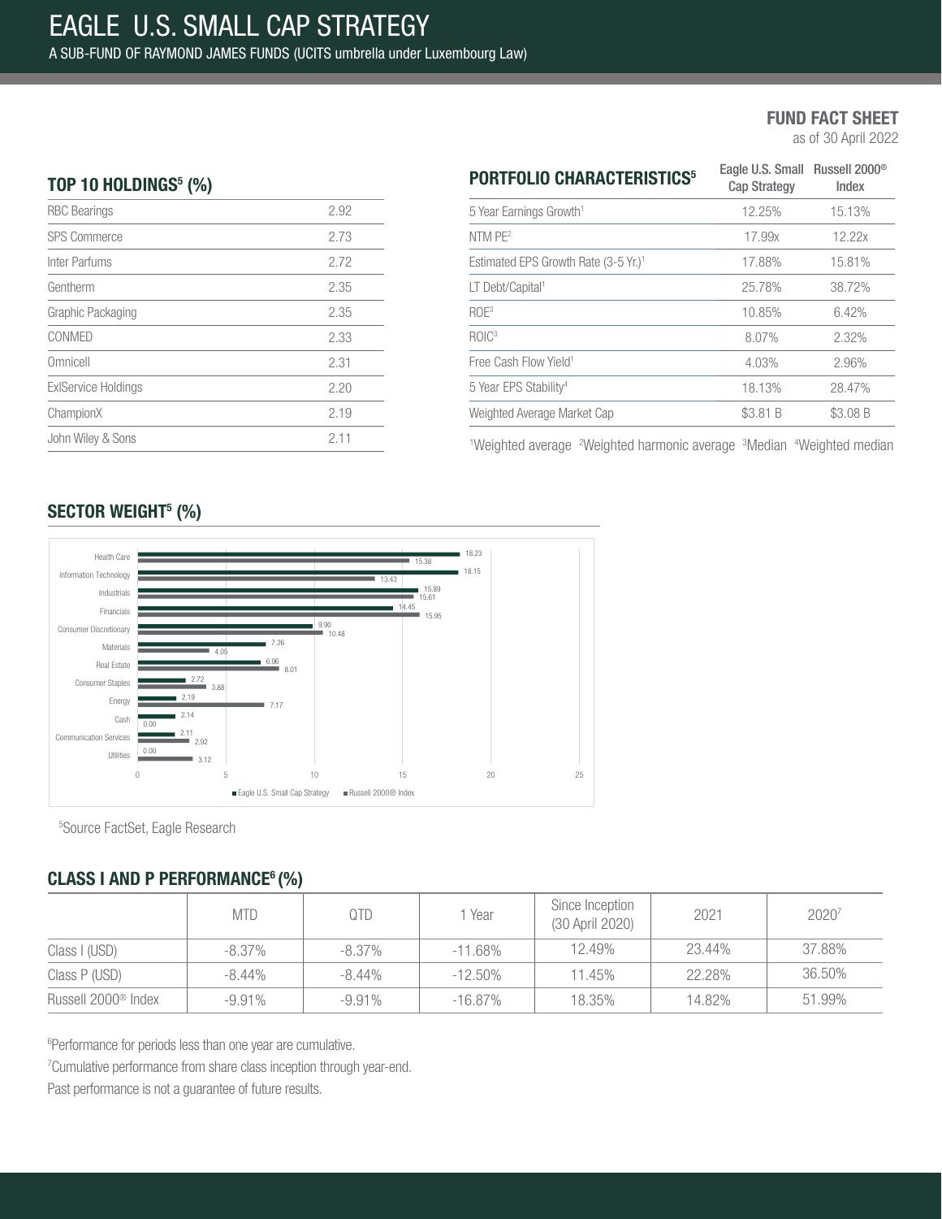# EAGLE U.S. SMALL CAP STRATEGY

A SUB-FUND OF RAYMOND JAMES FUNDS (UCITS umbrella under Luxembourg Law)

**FUND FACT SHEET**
as of 30 April 2022

## TOP 10 HOLDINGS[5] (%)

| | |
|---|---|
| RBC Bearings | 2.92 |
| SPS Commerce | 2.73 |
| Inter Parfums | 2.72 |
| Gentherm | 2.35 |
| Graphic Packaging | 2.35 |
| CONMED | 2.33 |
| Omnicell | 2.31 |
| ExlService Holdings | 2.20 |
| ChampionX | 2.19 |
| John Wiley & Sons | 2.11 |

## PORTFOLIO CHARACTERISTICS[5]

| | Eagle U.S. Small Cap Strategy | Russell 2000® Index |
|---|---|---|
| 5 Year Earnings Growth[1] | 12.25% | 15.13% |
| NTM PE[2] | 17.99x | 12.22x |
| Estimated EPS Growth Rate (3-5 Yr.)[1] | 17.88% | 15.81% |
| LT Debt/Capital[1] | 25.78% | 38.72% |
| ROE[3] | 10.85% | 6.42% |
| ROIC[3] | 8.07% | 2.32% |
| Free Cash Flow Yield[1] | 4.03% | 2.96% |
| 5 Year EPS Stability[4] | 18.13% | 28.47% |
| Weighted Average Market Cap | $3.81 B | $3.08 B |

[1]Weighted average [2]Weighted harmonic average [3]Median [4]Weighted median

## SECTOR WEIGHT[5] (%)

| Sector | Eagle U.S. Small Cap Strategy | Russell 2000® Index |
|---|---|---|
| Health Care | 18.23 | 15.38 |
| Information Technology | 18.15 | 13.43 |
| Industrials | 15.89 | 15.61 |
| Financials | 14.45 | 15.95 |
| Consumer Discretionary | 9.90 | 10.48 |
| Materials | 7.26 | 4.05 |
| Real Estate | 6.96 | 8.01 |
| Consumer Staples | 2.72 | 3.88 |
| Energy | 2.19 | 7.17 |
| Cash | 2.14 | 0.00 |
| Communication Services | 2.11 | 2.92 |
| Utilities | 0.00 | 3.12 |

[5]Source FactSet, Eagle Research

## CLASS I AND P PERFORMANCE[6] (%)

| | MTD | QTD | 1 Year | Since Inception (30 April 2020) | 2021 | 2020[7] |
|---|---|---|---|---|---|---|
| Class I (USD) | -8.37% | -8.37% | -11.68% | 12.49% | 23.44% | 37.88% |
| Class P (USD) | -8.44% | -8.44% | -12.50% | 11.45% | 22.28% | 36.50% |
| Russell 2000® Index | -9.91% | -9.91% | -16.87% | 18.35% | 14.82% | 51.99% |

[6]Performance for periods less than one year are cumulative.

[7]Cumulative performance from share class inception through year-end.

Past performance is not a guarantee of future results.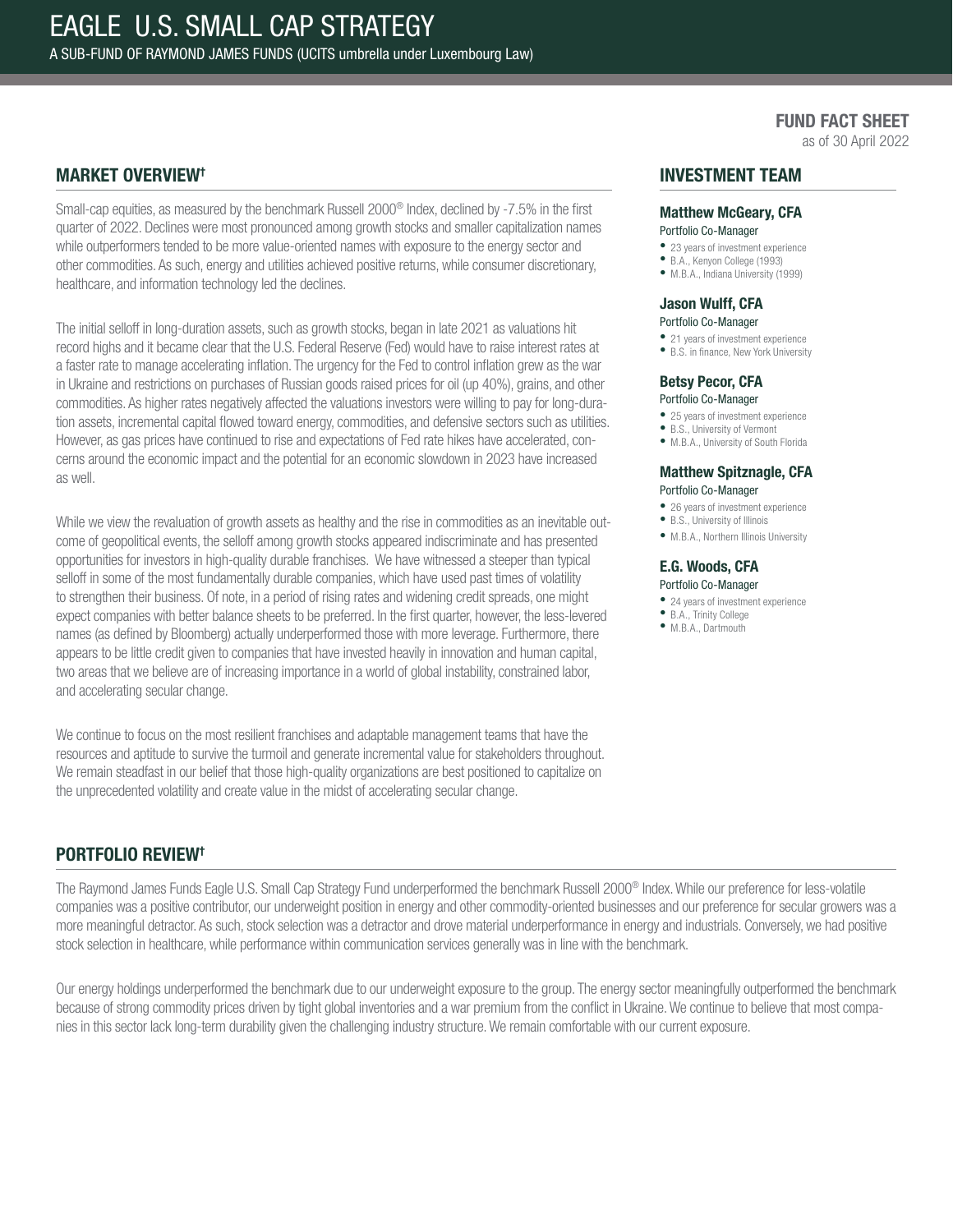# EAGLE U.S. SMALL CAP STRATEGY

A SUB-FUND OF RAYMOND JAMES FUNDS (UCITS umbrella under Luxembourg Law)

**FUND FACT SHEET**
as of 30 April 2022

## MARKET OVERVIEW†

Small-cap equities, as measured by the benchmark Russell 2000® Index, declined by -7.5% in the first quarter of 2022. Declines were most pronounced among growth stocks and smaller capitalization names while outperformers tended to be more value-oriented names with exposure to the energy sector and other commodities. As such, energy and utilities achieved positive returns, while consumer discretionary, healthcare, and information technology led the declines.

The initial selloff in long-duration assets, such as growth stocks, began in late 2021 as valuations hit record highs and it became clear that the U.S. Federal Reserve (Fed) would have to raise interest rates at a faster rate to manage accelerating inflation. The urgency for the Fed to control inflation grew as the war in Ukraine and restrictions on purchases of Russian goods raised prices for oil (up 40%), grains, and other commodities. As higher rates negatively affected the valuations investors were willing to pay for long-duration assets, incremental capital flowed toward energy, commodities, and defensive sectors such as utilities. However, as gas prices have continued to rise and expectations of Fed rate hikes have accelerated, concerns around the economic impact and the potential for an economic slowdown in 2023 have increased as well.

While we view the revaluation of growth assets as healthy and the rise in commodities as an inevitable outcome of geopolitical events, the selloff among growth stocks appeared indiscriminate and has presented opportunities for investors in high-quality durable franchises. We have witnessed a steeper than typical selloff in some of the most fundamentally durable companies, which have used past times of volatility to strengthen their business. Of note, in a period of rising rates and widening credit spreads, one might expect companies with better balance sheets to be preferred. In the first quarter, however, the less-levered names (as defined by Bloomberg) actually underperformed those with more leverage. Furthermore, there appears to be little credit given to companies that have invested heavily in innovation and human capital, two areas that we believe are of increasing importance in a world of global instability, constrained labor, and accelerating secular change.

We continue to focus on the most resilient franchises and adaptable management teams that have the resources and aptitude to survive the turmoil and generate incremental value for stakeholders throughout. We remain steadfast in our belief that those high-quality organizations are best positioned to capitalize on the unprecedented volatility and create value in the midst of accelerating secular change.

## INVESTMENT TEAM

### Matthew McGeary, CFA
Portfolio Co-Manager
- 23 years of investment experience
- B.A., Kenyon College (1993)
- M.B.A., Indiana University (1999)

### Jason Wulff, CFA
Portfolio Co-Manager
- 21 years of investment experience
- B.S. in finance, New York University

### Betsy Pecor, CFA
Portfolio Co-Manager
- 25 years of investment experience
- B.S., University of Vermont
- M.B.A., University of South Florida

### Matthew Spitznagle, CFA
Portfolio Co-Manager
- 26 years of investment experience
- B.S., University of Illinois
- M.B.A., Northern Illinois University

### E.G. Woods, CFA
Portfolio Co-Manager
- 24 years of investment experience
- B.A., Trinity College
- M.B.A., Dartmouth

## PORTFOLIO REVIEW†

The Raymond James Funds Eagle U.S. Small Cap Strategy Fund underperformed the benchmark Russell 2000® Index. While our preference for less-volatile companies was a positive contributor, our underweight position in energy and other commodity-oriented businesses and our preference for secular growers was a more meaningful detractor. As such, stock selection was a detractor and drove material underperformance in energy and industrials. Conversely, we had positive stock selection in healthcare, while performance within communication services generally was in line with the benchmark.

Our energy holdings underperformed the benchmark due to our underweight exposure to the group. The energy sector meaningfully outperformed the benchmark because of strong commodity prices driven by tight global inventories and a war premium from the conflict in Ukraine. We continue to believe that most companies in this sector lack long-term durability given the challenging industry structure. We remain comfortable with our current exposure.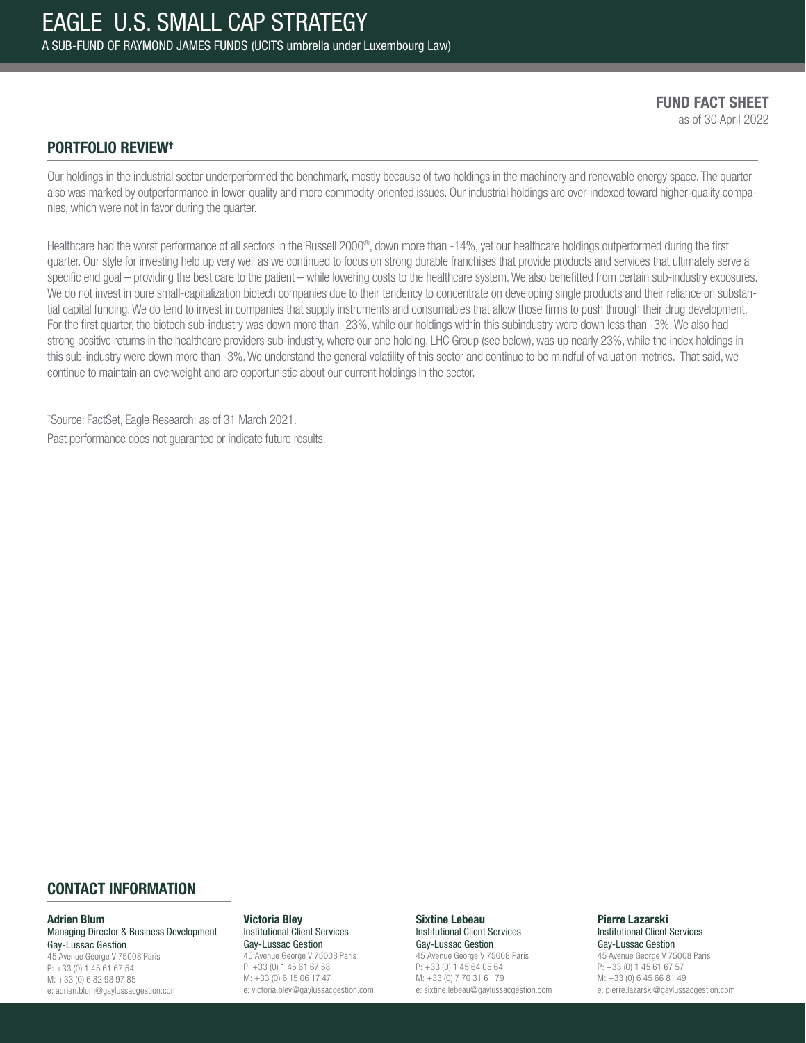# EAGLE U.S. SMALL CAP STRATEGY

A SUB-FUND OF RAYMOND JAMES FUNDS (UCITS umbrella under Luxembourg Law)

**FUND FACT SHEET**
as of 30 April 2022

## PORTFOLIO REVIEW†

Our holdings in the industrial sector underperformed the benchmark, mostly because of two holdings in the machinery and renewable energy space. The quarter also was marked by outperformance in lower-quality and more commodity-oriented issues. Our industrial holdings are over-indexed toward higher-quality companies, which were not in favor during the quarter.

Healthcare had the worst performance of all sectors in the Russell 2000®, down more than -14%, yet our healthcare holdings outperformed during the first quarter. Our style for investing held up very well as we continued to focus on strong durable franchises that provide products and services that ultimately serve a specific end goal – providing the best care to the patient – while lowering costs to the healthcare system. We also benefitted from certain sub-industry exposures. We do not invest in pure small-capitalization biotech companies due to their tendency to concentrate on developing single products and their reliance on substantial capital funding. We do tend to invest in companies that supply instruments and consumables that allow those firms to push through their drug development. For the first quarter, the biotech sub-industry was down more than -23%, while our holdings within this subindustry were down less than -3%. We also had strong positive returns in the healthcare providers sub-industry, where our one holding, LHC Group (see below), was up nearly 23%, while the index holdings in this sub-industry were down more than -3%. We understand the general volatility of this sector and continue to be mindful of valuation metrics. That said, we continue to maintain an overweight and are opportunistic about our current holdings in the sector.

†Source: FactSet, Eagle Research; as of 31 March 2021.

Past performance does not guarantee or indicate future results.

## CONTACT INFORMATION

**Adrien Blum**
Managing Director & Business Development
Gay-Lussac Gestion
45 Avenue George V 75008 Paris
P: +33 (0) 1 45 61 67 54
M: +33 (0) 6 82 98 97 85
e: adrien.blum@gaylussacgestion.com

**Victoria Bley**
Institutional Client Services
Gay-Lussac Gestion
45 Avenue George V 75008 Paris
P: +33 (0) 1 45 61 67 58
M: +33 (0) 6 15 06 17 47
e: victoria.bley@gaylussacgestion.com

**Sixtine Lebeau**
Institutional Client Services
Gay-Lussac Gestion
45 Avenue George V 75008 Paris
P: +33 (0) 1 45 64 05 64
M: +33 (0) 7 70 31 61 79
e: sixtine.lebeau@gaylussacgestion.com

**Pierre Lazarski**
Institutional Client Services
Gay-Lussac Gestion
45 Avenue George V 75008 Paris
P: +33 (0) 1 45 61 67 57
M: +33 (0) 6 45 66 81 49
e: pierre.lazarski@gaylussacgestion.com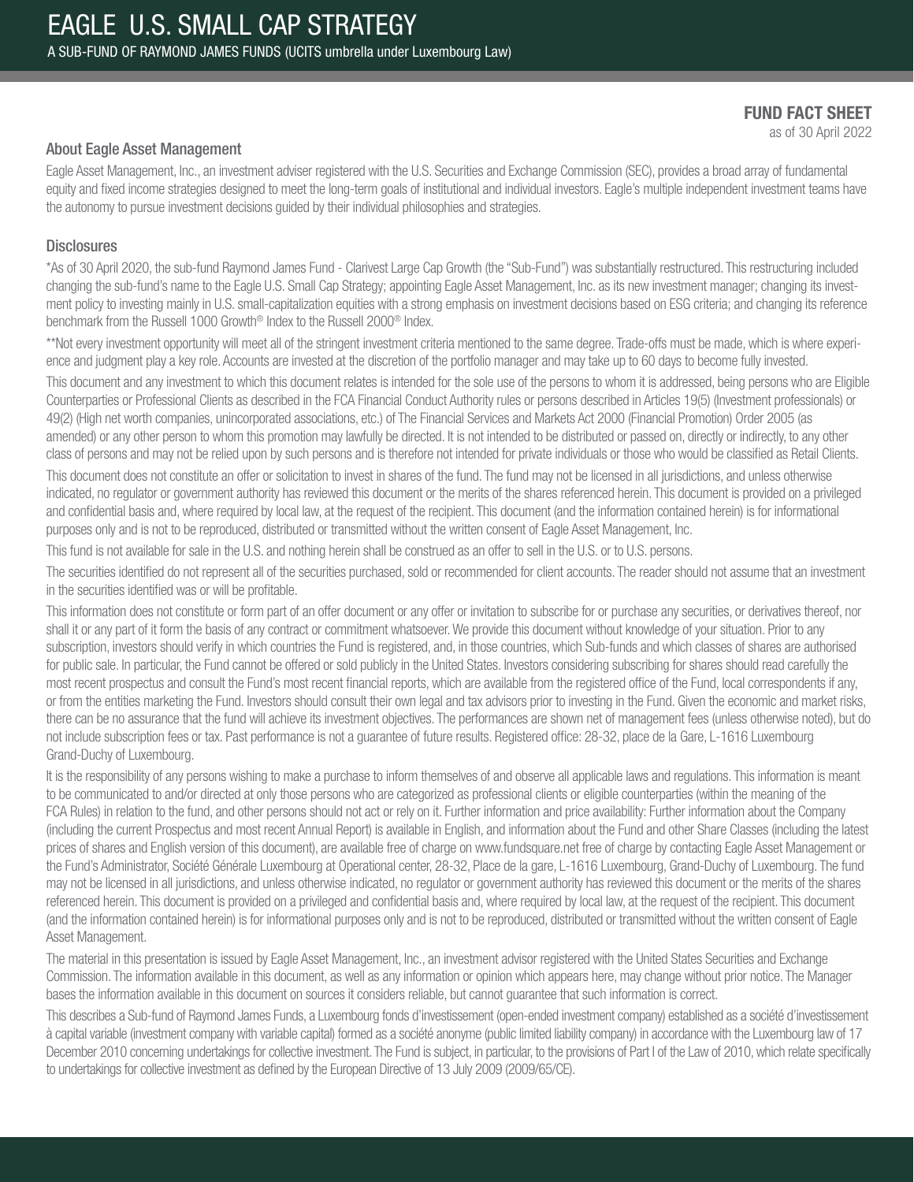# EAGLE U.S. SMALL CAP STRATEGY

A SUB-FUND OF RAYMOND JAMES FUNDS (UCITS umbrella under Luxembourg Law)

**FUND FACT SHEET**
as of 30 April 2022

## About Eagle Asset Management

Eagle Asset Management, Inc., an investment adviser registered with the U.S. Securities and Exchange Commission (SEC), provides a broad array of fundamental equity and fixed income strategies designed to meet the long-term goals of institutional and individual investors. Eagle's multiple independent investment teams have the autonomy to pursue investment decisions guided by their individual philosophies and strategies.

## Disclosures

*As of 30 April 2020, the sub-fund Raymond James Fund - Clarivest Large Cap Growth (the "Sub-Fund") was substantially restructured. This restructuring included changing the sub-fund's name to the Eagle U.S. Small Cap Strategy; appointing Eagle Asset Management, Inc. as its new investment manager; changing its investment policy to investing mainly in U.S. small-capitalization equities with a strong emphasis on investment decisions based on ESG criteria; and changing its reference benchmark from the Russell 1000 Growth® Index to the Russell 2000® Index.

**Not every investment opportunity will meet all of the stringent investment criteria mentioned to the same degree. Trade-offs must be made, which is where experience and judgment play a key role. Accounts are invested at the discretion of the portfolio manager and may take up to 60 days to become fully invested.

This document and any investment to which this document relates is intended for the sole use of the persons to whom it is addressed, being persons who are Eligible Counterparties or Professional Clients as described in the FCA Financial Conduct Authority rules or persons described in Articles 19(5) (Investment professionals) or 49(2) (High net worth companies, unincorporated associations, etc.) of The Financial Services and Markets Act 2000 (Financial Promotion) Order 2005 (as amended) or any other person to whom this promotion may lawfully be directed. It is not intended to be distributed or passed on, directly or indirectly, to any other class of persons and may not be relied upon by such persons and is therefore not intended for private individuals or those who would be classified as Retail Clients.

This document does not constitute an offer or solicitation to invest in shares of the fund. The fund may not be licensed in all jurisdictions, and unless otherwise indicated, no regulator or government authority has reviewed this document or the merits of the shares referenced herein. This document is provided on a privileged and confidential basis and, where required by local law, at the request of the recipient. This document (and the information contained herein) is for informational purposes only and is not to be reproduced, distributed or transmitted without the written consent of Eagle Asset Management, Inc.

This fund is not available for sale in the U.S. and nothing herein shall be construed as an offer to sell in the U.S. or to U.S. persons.

The securities identified do not represent all of the securities purchased, sold or recommended for client accounts. The reader should not assume that an investment in the securities identified was or will be profitable.

This information does not constitute or form part of an offer document or any offer or invitation to subscribe for or purchase any securities, or derivatives thereof, nor shall it or any part of it form the basis of any contract or commitment whatsoever. We provide this document without knowledge of your situation. Prior to any subscription, investors should verify in which countries the Fund is registered, and, in those countries, which Sub-funds and which classes of shares are authorised for public sale. In particular, the Fund cannot be offered or sold publicly in the United States. Investors considering subscribing for shares should read carefully the most recent prospectus and consult the Fund's most recent financial reports, which are available from the registered office of the Fund, local correspondents if any, or from the entities marketing the Fund. Investors should consult their own legal and tax advisors prior to investing in the Fund. Given the economic and market risks, there can be no assurance that the fund will achieve its investment objectives. The performances are shown net of management fees (unless otherwise noted), but do not include subscription fees or tax. Past performance is not a guarantee of future results. Registered office: 28-32, place de la Gare, L-1616 Luxembourg Grand-Duchy of Luxembourg.

It is the responsibility of any persons wishing to make a purchase to inform themselves of and observe all applicable laws and regulations. This information is meant to be communicated to and/or directed at only those persons who are categorized as professional clients or eligible counterparties (within the meaning of the FCA Rules) in relation to the fund, and other persons should not act or rely on it. Further information and price availability: Further information about the Company (including the current Prospectus and most recent Annual Report) is available in English, and information about the Fund and other Share Classes (including the latest prices of shares and English version of this document), are available free of charge on www.fundsquare.net free of charge by contacting Eagle Asset Management or the Fund's Administrator, Société Générale Luxembourg at Operational center, 28-32, Place de la gare, L-1616 Luxembourg, Grand-Duchy of Luxembourg. The fund may not be licensed in all jurisdictions, and unless otherwise indicated, no regulator or government authority has reviewed this document or the merits of the shares referenced herein. This document is provided on a privileged and confidential basis and, where required by local law, at the request of the recipient. This document (and the information contained herein) is for informational purposes only and is not to be reproduced, distributed or transmitted without the written consent of Eagle Asset Management.

The material in this presentation is issued by Eagle Asset Management, Inc., an investment advisor registered with the United States Securities and Exchange Commission. The information available in this document, as well as any information or opinion which appears here, may change without prior notice. The Manager bases the information available in this document on sources it considers reliable, but cannot guarantee that such information is correct.

This describes a Sub-fund of Raymond James Funds, a Luxembourg fonds d'investissement (open-ended investment company) established as a société d'investissement à capital variable (investment company with variable capital) formed as a société anonyme (public limited liability company) in accordance with the Luxembourg law of 17 December 2010 concerning undertakings for collective investment. The Fund is subject, in particular, to the provisions of Part I of the Law of 2010, which relate specifically to undertakings for collective investment as defined by the European Directive of 13 July 2009 (2009/65/CE).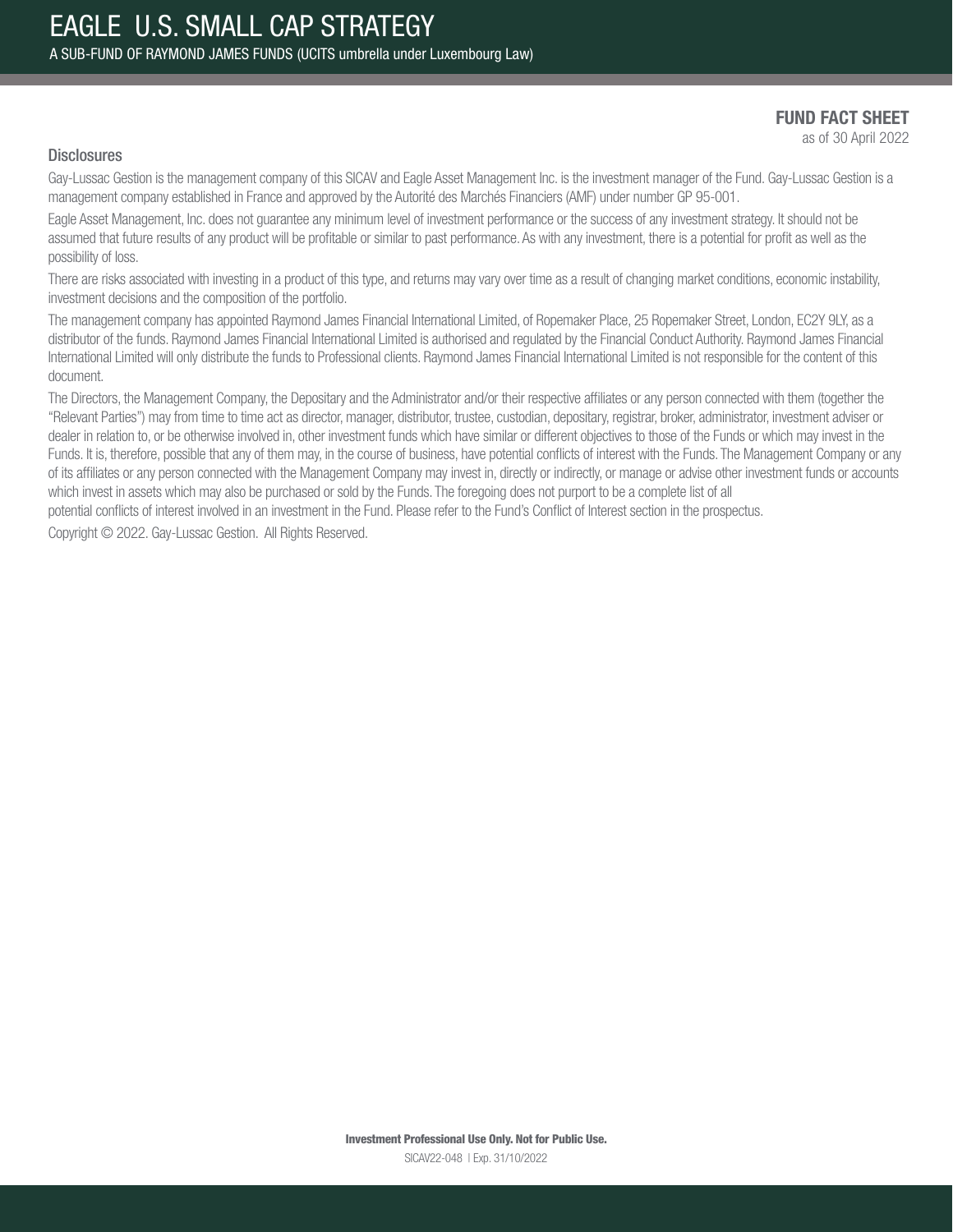## Disclosures

Gay-Lussac Gestion is the management company of this SICAV and Eagle Asset Management Inc. is the investment manager of the Fund. Gay-Lussac Gestion is a management company established in France and approved by the Autorité des Marchés Financiers (AMF) under number GP 95-001.

Eagle Asset Management, Inc. does not guarantee any minimum level of investment performance or the success of any investment strategy. It should not be assumed that future results of any product will be profitable or similar to past performance. As with any investment, there is a potential for profit as well as the possibility of loss.

There are risks associated with investing in a product of this type, and returns may vary over time as a result of changing market conditions, economic instability, investment decisions and the composition of the portfolio.

The management company has appointed Raymond James Financial International Limited, of Ropemaker Place, 25 Ropemaker Street, London, EC2Y 9LY, as a distributor of the funds. Raymond James Financial International Limited is authorised and regulated by the Financial Conduct Authority. Raymond James Financial International Limited will only distribute the funds to Professional clients. Raymond James Financial International Limited is not responsible for the content of this document.

The Directors, the Management Company, the Depositary and the Administrator and/or their respective affiliates or any person connected with them (together the "Relevant Parties") may from time to time act as director, manager, distributor, trustee, custodian, depositary, registrar, broker, administrator, investment adviser or dealer in relation to, or be otherwise involved in, other investment funds which have similar or different objectives to those of the Funds or which may invest in the Funds. It is, therefore, possible that any of them may, in the course of business, have potential conflicts of interest with the Funds. The Management Company or any of its affiliates or any person connected with the Management Company may invest in, directly or indirectly, or manage or advise other investment funds or accounts which invest in assets which may also be purchased or sold by the Funds. The foregoing does not purport to be a complete list of all potential conflicts of interest involved in an investment in the Fund. Please refer to the Fund's Conflict of Interest section in the prospectus.

Copyright © 2022. Gay-Lussac Gestion. All Rights Reserved.

**Investment Professional Use Only. Not for Public Use.**

SICAV22-048 | Exp. 31/10/2022